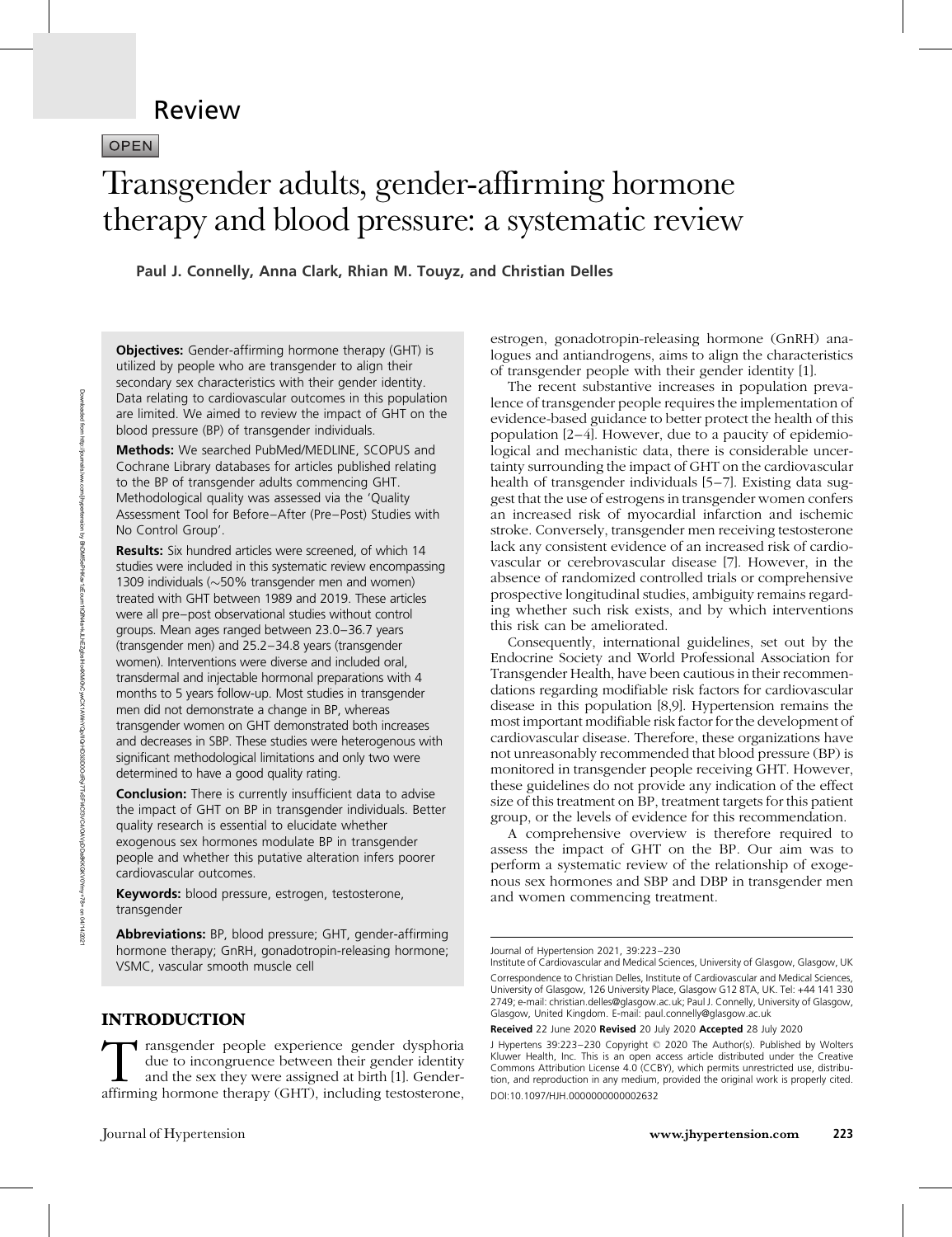Review

OPEN

# Transgender adults, gender-affirming hormone therapy and blood pressure: a systematic review

**Paul J. Connelly, Anna Clark, Rhian M. Touyz, and Christian Delles**

**Objectives:** Gender-affirming hormone therapy (GHT) is utilized by people who are transgender to align their secondary sex characteristics with their gender identity. Data relating to cardiovascular outcomes in this population are limited. We aimed to review the impact of GHT on the blood pressure (BP) of transgender individuals.

**Methods:** We searched PubMed/MEDLINE, SCOPUS and Cochrane Library databases for articles published relating to the BP of transgender adults commencing GHT. Methodological quality was assessed via the 'Quality Assessment Tool for Before–After (Pre–Post) Studies with No Control Group'.

**Results:** Six hundred articles were screened, of which 14 studies were included in this systematic review encompassing 1309 individuals (~50% transgender men and women) treated with GHT between 1989 and 2019. These articles were all pre–post observational studies without control groups. Mean ages ranged between 23.0–36.7 years (transgender men) and 25.2–34.8 years (transgender women). Interventions were diverse and included oral, transdermal and injectable hormonal preparations with 4 months to 5 years follow-up. Most studies in transgender men did not demonstrate a change in BP, whereas transgender women on GHT demonstrated both increases and decreases in SBP. These studies were heterogenous with significant methodological limitations and only two were determined to have a good quality rating.

**Conclusion:** There is currently insufficient data to advise the impact of GHT on BP in transgender individuals. Better quality research is essential to elucidate whether exogenous sex hormones modulate BP in transgender people and whether this putative alteration infers poorer cardiovascular outcomes.

**Keywords:** blood pressure, estrogen, testosterone, transgender

**Abbreviations:** BP, blood pressure; GHT, gender-affirming hormone therapy; GnRH, gonadotropin-releasing hormone; VSMC, vascular smooth muscle cell

## INTRODUCTION

Transgender people experience gender dysphoria due to incongruence between their gender identity and the sex they were assigned at birth [1]. Gender-affirming hormone therapy (GHT), including testosterone, estrogen, gonadotropin-releasing hormone (GnRH) analogues and antiandrogens, aims to align the characteristics of transgender people with their gender identity [1].

The recent substantive increases in population prevalence of transgender people requires the implementation of evidence-based guidance to better protect the health of this population [2–4]. However, due to a paucity of epidemiological and mechanistic data, there is considerable uncertainty surrounding the impact of GHT on the cardiovascular health of transgender individuals [5–7]. Existing data suggest that the use of estrogens in transgender women confers an increased risk of myocardial infarction and ischemic stroke. Conversely, transgender men receiving testosterone lack any consistent evidence of an increased risk of cardiovascular or cerebrovascular disease [7]. However, in the absence of randomized controlled trials or comprehensive prospective longitudinal studies, ambiguity remains regarding whether such risk exists, and by which interventions this risk can be ameliorated.

Consequently, international guidelines, set out by the Endocrine Society and World Professional Association for Transgender Health, have been cautious in their recommendations regarding modifiable risk factors for cardiovascular disease in this population [8,9]. Hypertension remains the most important modifiable risk factor for the development of cardiovascular disease. Therefore, these organizations have not unreasonably recommended that blood pressure (BP) is monitored in transgender people receiving GHT. However, these guidelines do not provide any indication of the effect size of this treatment on BP, treatment targets for this patient group, or the levels of evidence for this recommendation.

A comprehensive overview is therefore required to assess the impact of GHT on the BP. Our aim was to perform a systematic review of the relationship of exogenous sex hormones and SBP and DBP in transgender men and women commencing treatment.

Journal of Hypertension 2021, 39:223–230

Institute of Cardiovascular and Medical Sciences, University of Glasgow, Glasgow, UK

Correspondence to Christian Delles, Institute of Cardiovascular and Medical Sciences, University of Glasgow, 126 University Place, Glasgow G12 8TA, UK. Tel: +44 141 330 2749; e-mail: christian.delles@glasgow.ac.uk; Paul J. Connelly, University of Glasgow, Glasgow, United Kingdom. E-mail: paul.connelly@glasgow.ac.uk

**Received** 22 June 2020 **Revised** 20 July 2020 **Accepted** 28 July 2020

J Hypertens 39:223–230 Copyright © 2020 The Author(s). Published by Wolters Kluwer Health, Inc. This is an open access article distributed under the Creative Commons Attribution License 4.0 (CCBY), which permits unrestricted use, distribution, and reproduction in any medium, provided the original work is properly cited.

DOI:10.1097/HJH.0000000000002632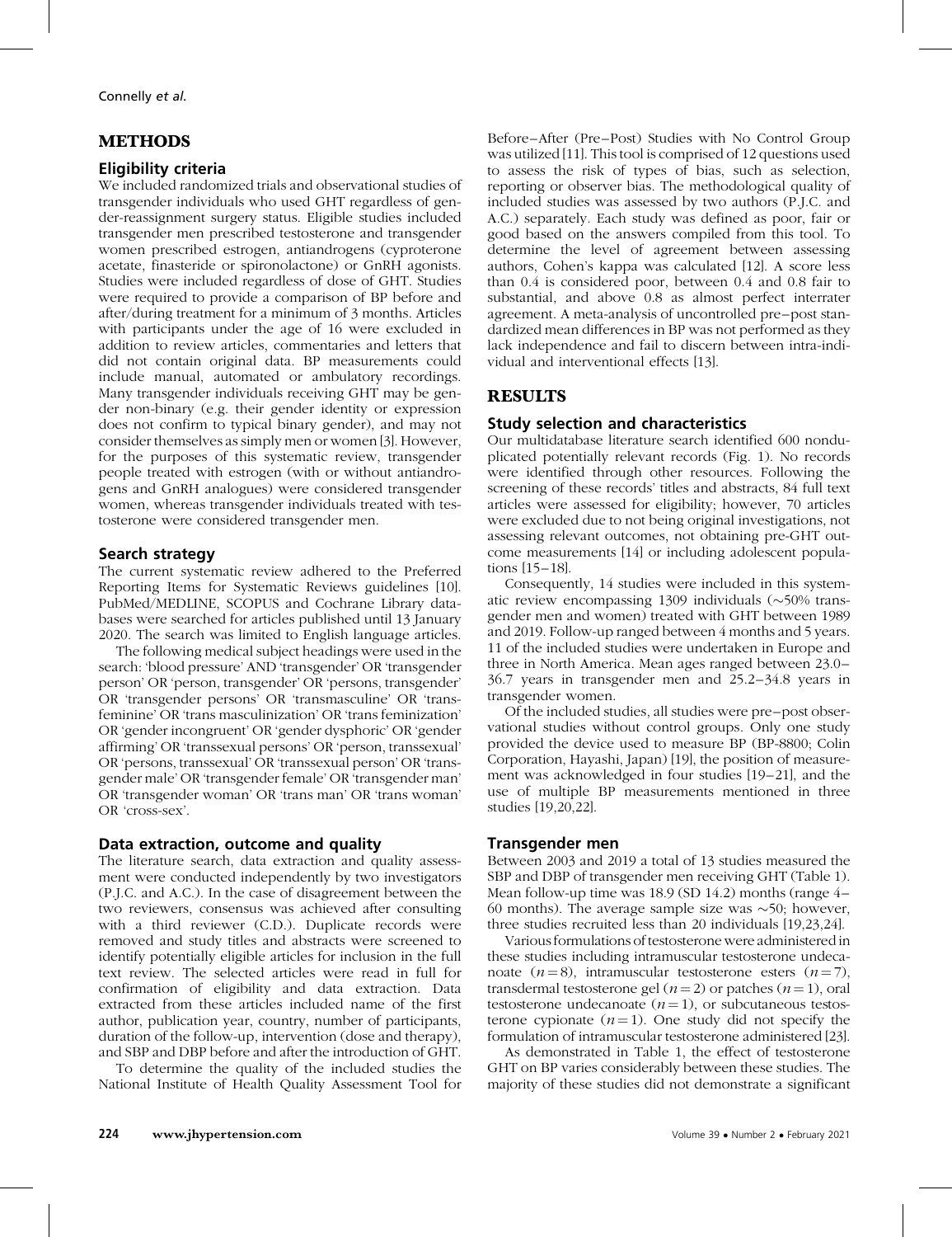## METHODS

### Eligibility criteria

We included randomized trials and observational studies of transgender individuals who used GHT regardless of gender-reassignment surgery status. Eligible studies included transgender men prescribed testosterone and transgender women prescribed estrogen, antiandrogens (cyproterone acetate, finasteride or spironolactone) or GnRH agonists. Studies were included regardless of dose of GHT. Studies were required to provide a comparison of BP before and after/during treatment for a minimum of 3 months. Articles with participants under the age of 16 were excluded in addition to review articles, commentaries and letters that did not contain original data. BP measurements could include manual, automated or ambulatory recordings. Many transgender individuals receiving GHT may be gender non-binary (e.g. their gender identity or expression does not confirm to typical binary gender), and may not consider themselves as simply men or women [3]. However, for the purposes of this systematic review, transgender people treated with estrogen (with or without antiandrogens and GnRH analogues) were considered transgender women, whereas transgender individuals treated with testosterone were considered transgender men.

### Search strategy

The current systematic review adhered to the Preferred Reporting Items for Systematic Reviews guidelines [10]. PubMed/MEDLINE, SCOPUS and Cochrane Library databases were searched for articles published until 13 January 2020. The search was limited to English language articles.

The following medical subject headings were used in the search: 'blood pressure' AND 'transgender' OR 'transgender person' OR 'person, transgender' OR 'persons, transgender' OR 'transgender persons' OR 'transmasculine' OR 'transfeminine' OR 'trans masculinization' OR 'trans feminization' OR 'gender incongruent' OR 'gender dysphoric' OR 'gender affirming' OR 'transsexual persons' OR 'person, transsexual' OR 'persons, transsexual' OR 'transsexual person' OR 'transgender male' OR 'transgender female' OR 'transgender man' OR 'transgender woman' OR 'trans man' OR 'trans woman' OR 'cross-sex'.

### Data extraction, outcome and quality

The literature search, data extraction and quality assessment were conducted independently by two investigators (P.J.C. and A.C.). In the case of disagreement between the two reviewers, consensus was achieved after consulting with a third reviewer (C.D.). Duplicate records were removed and study titles and abstracts were screened to identify potentially eligible articles for inclusion in the full text review. The selected articles were read in full for confirmation of eligibility and data extraction. Data extracted from these articles included name of the first author, publication year, country, number of participants, duration of the follow-up, intervention (dose and therapy), and SBP and DBP before and after the introduction of GHT.

To determine the quality of the included studies the National Institute of Health Quality Assessment Tool for Before–After (Pre–Post) Studies with No Control Group was utilized [11]. This tool is comprised of 12 questions used to assess the risk of types of bias, such as selection, reporting or observer bias. The methodological quality of included studies was assessed by two authors (P.J.C. and A.C.) separately. Each study was defined as poor, fair or good based on the answers compiled from this tool. To determine the level of agreement between assessing authors, Cohen's kappa was calculated [12]. A score less than 0.4 is considered poor, between 0.4 and 0.8 fair to substantial, and above 0.8 as almost perfect interrater agreement. A meta-analysis of uncontrolled pre–post standardized mean differences in BP was not performed as they lack independence and fail to discern between intra-individual and interventional effects [13].

## RESULTS

### Study selection and characteristics

Our multidatabase literature search identified 600 nonduplicated potentially relevant records (Fig. 1). No records were identified through other resources. Following the screening of these records' titles and abstracts, 84 full text articles were assessed for eligibility; however, 70 articles were excluded due to not being original investigations, not assessing relevant outcomes, not obtaining pre-GHT outcome measurements [14] or including adolescent populations [15–18].

Consequently, 14 studies were included in this systematic review encompassing 1309 individuals (~50% transgender men and women) treated with GHT between 1989 and 2019. Follow-up ranged between 4 months and 5 years. 11 of the included studies were undertaken in Europe and three in North America. Mean ages ranged between 23.0–36.7 years in transgender men and 25.2–34.8 years in transgender women.

Of the included studies, all studies were pre–post observational studies without control groups. Only one study provided the device used to measure BP (BP-8800; Colin Corporation, Hayashi, Japan) [19], the position of measurement was acknowledged in four studies [19–21], and the use of multiple BP measurements mentioned in three studies [19,20,22].

### Transgender men

Between 2003 and 2019 a total of 13 studies measured the SBP and DBP of transgender men receiving GHT (Table 1). Mean follow-up time was 18.9 (SD 14.2) months (range 4–60 months). The average sample size was ~50; however, three studies recruited less than 20 individuals [19,23,24].

Various formulations of testosterone were administered in these studies including intramuscular testosterone undecanoate ($n=8$), intramuscular testosterone esters ($n=7$), transdermal testosterone gel ($n=2$) or patches ($n=1$), oral testosterone undecanoate ($n=1$), or subcutaneous testosterone cypionate ($n=1$). One study did not specify the formulation of intramuscular testosterone administered [23].

As demonstrated in Table 1, the effect of testosterone GHT on BP varies considerably between these studies. The majority of these studies did not demonstrate a significant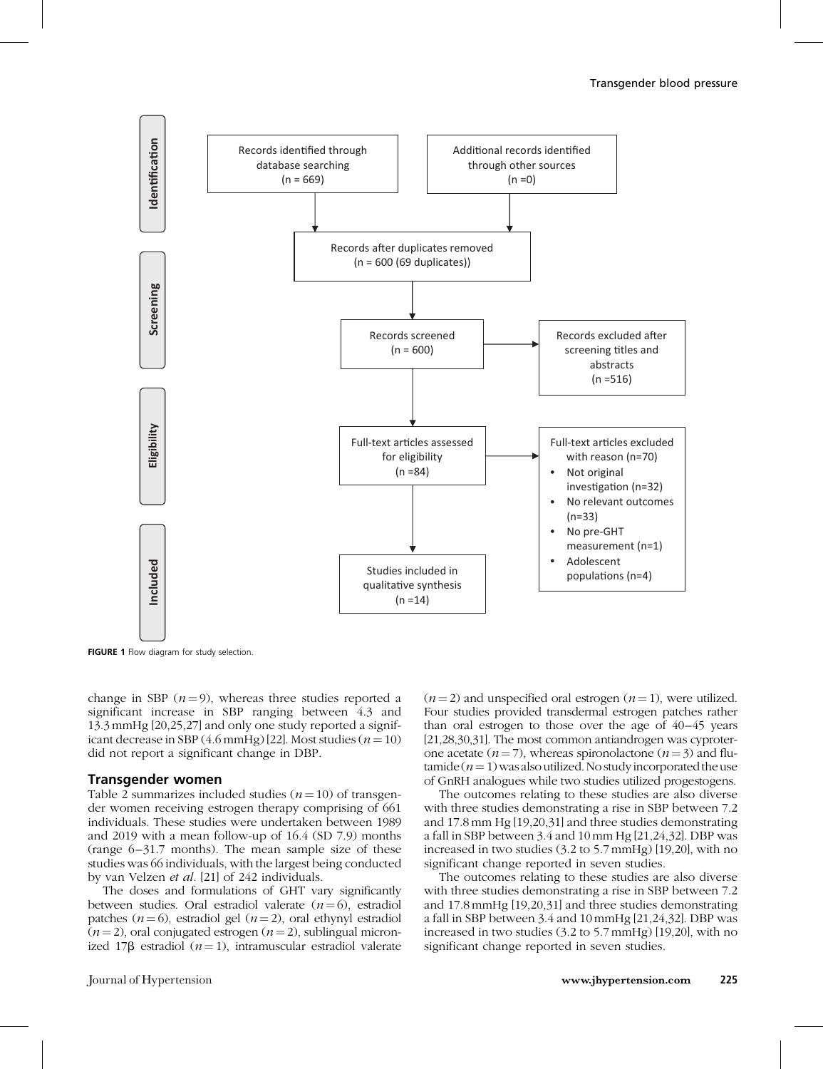FIGURE 1 Flow diagram for study selection.

change in SBP ($n = 9$), whereas three studies reported a significant increase in SBP ranging between 4.3 and 13.3 mmHg [20,25,27] and only one study reported a significant decrease in SBP (4.6 mmHg) [22]. Most studies ($n = 10$) did not report a significant change in DBP.

## Transgender women

Table 2 summarizes included studies ($n = 10$) of transgender women receiving estrogen therapy comprising of 661 individuals. These studies were undertaken between 1989 and 2019 with a mean follow-up of 16.4 (SD 7.9) months (range 6–31.7 months). The mean sample size of these studies was 66 individuals, with the largest being conducted by van Velzen *et al.* [21] of 242 individuals.

The doses and formulations of GHT vary significantly between studies. Oral estradiol valerate ($n = 6$), estradiol patches ($n = 6$), estradiol gel ($n = 2$), oral ethynyl estradiol ($n = 2$), oral conjugated estrogen ($n = 2$), sublingual micronized 17β estradiol ($n = 1$), intramuscular estradiol valerate ($n = 2$) and unspecified oral estrogen ($n = 1$), were utilized. Four studies provided transdermal estrogen patches rather than oral estrogen to those over the age of 40–45 years [21,28,30,31]. The most common antiandrogen was cyproterone acetate ($n = 7$), whereas spironolactone ($n = 3$) and flutamide ($n = 1$) was also utilized. No study incorporated the use of GnRH analogues while two studies utilized progestogens.

The outcomes relating to these studies are also diverse with three studies demonstrating a rise in SBP between 7.2 and 17.8 mm Hg [19,20,31] and three studies demonstrating a fall in SBP between 3.4 and 10 mm Hg [21,24,32]. DBP was increased in two studies (3.2 to 5.7 mmHg) [19,20], with no significant change reported in seven studies.

The outcomes relating to these studies are also diverse with three studies demonstrating a rise in SBP between 7.2 and 17.8 mmHg [19,20,31] and three studies demonstrating a fall in SBP between 3.4 and 10 mmHg [21,24,32]. DBP was increased in two studies (3.2 to 5.7 mmHg) [19,20], with no significant change reported in seven studies.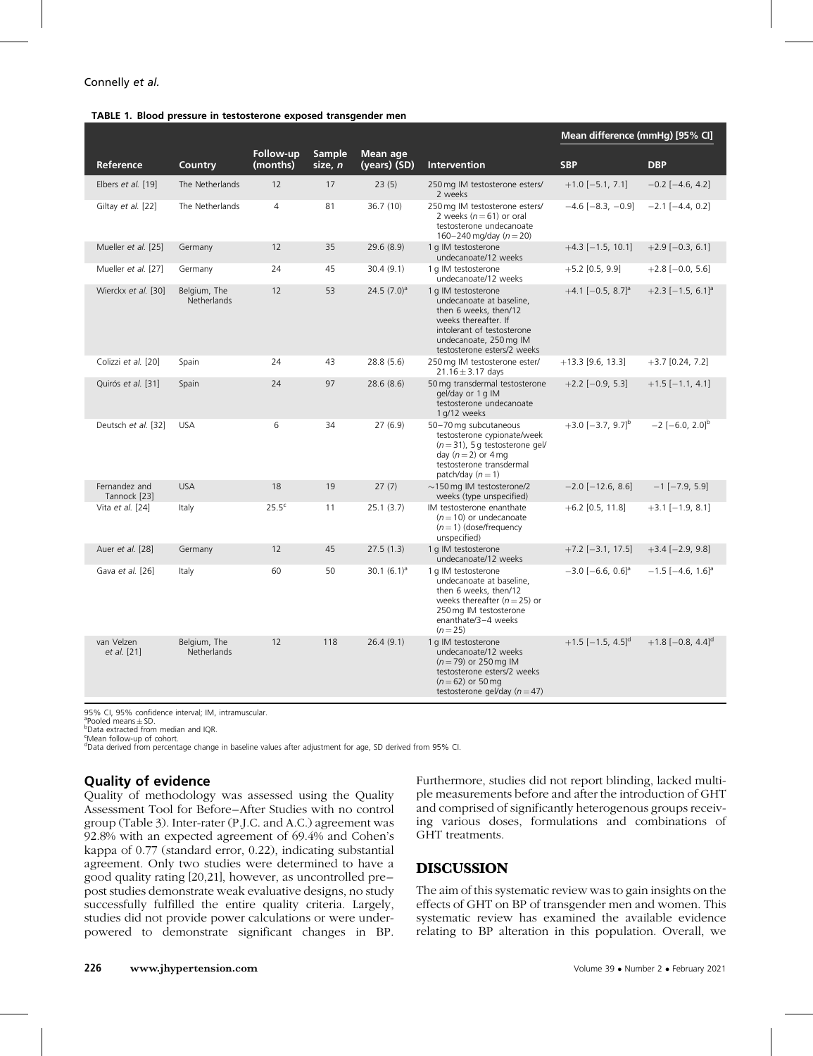**TABLE 1. Blood pressure in testosterone exposed transgender men**

| Reference | Country | Follow-up (months) | Sample size, *n* | Mean age (years) (SD) | Intervention | Mean difference (mmHg) [95% CI] | |
|---|---|---|---|---|---|---|---|
| | | | | | | **SBP** | **DBP** |
| Elbers *et al.* [19] | The Netherlands | 12 | 17 | 23 (5) | 250 mg IM testosterone esters/ 2 weeks | +1.0 [−5.1, 7.1] | −0.2 [−4.6, 4.2] |
| Giltay *et al.* [22] | The Netherlands | 4 | 81 | 36.7 (10) | 250 mg IM testosterone esters/ 2 weeks ($n=61$) or oral testosterone undecanoate 160−240 mg/day ($n=20$) | −4.6 [−8.3, −0.9] | −2.1 [−4.4, 0.2] |
| Mueller *et al.* [25] | Germany | 12 | 35 | 29.6 (8.9) | 1 g IM testosterone undecanoate/12 weeks | +4.3 [−1.5, 10.1] | +2.9 [−0.3, 6.1] |
| Mueller *et al.* [27] | Germany | 24 | 45 | 30.4 (9.1) | 1 g IM testosterone undecanoate/12 weeks | +5.2 [0.5, 9.9] | +2.8 [−0.0, 5.6] |
| Wierckx *et al.* [30] | Belgium, The Netherlands | 12 | 53 | 24.5 (7.0)[a] | 1 g IM testosterone undecanoate at baseline, then 6 weeks, then/12 weeks thereafter. If intolerant of testosterone undecanoate, 250 mg IM testosterone esters/2 weeks | +4.1 [−0.5, 8.7][a] | +2.3 [−1.5, 6.1][a] |
| Colizzi *et al.* [20] | Spain | 24 | 43 | 28.8 (5.6) | 250 mg IM testosterone ester/ 21.16 ± 3.17 days | +13.3 [9.6, 13.3] | +3.7 [0.24, 7.2] |
| Quirós *et al.* [31] | Spain | 24 | 97 | 28.6 (8.6) | 50 mg transdermal testosterone gel/day or 1 g IM testosterone undecanoate 1 g/12 weeks | +2.2 [−0.9, 5.3] | +1.5 [−1.1, 4.1] |
| Deutsch *et al.* [32] | USA | 6 | 34 | 27 (6.9) | 50−70 mg subcutaneous testosterone cypionate/week ($n=31$), 5 g testosterone gel/ day ($n=2$) or 4 mg testosterone transdermal patch/day ($n=1$) | +3.0 [−3.7, 9.7][b] | −2 [−6.0, 2.0][b] |
| Fernandez and Tannock [23] | USA | 18 | 19 | 27 (7) | ∼150 mg IM testosterone/2 weeks (type unspecified) | −2.0 [−12.6, 8.6] | −1 [−7.9, 5.9] |
| Vita *et al.* [24] | Italy | 25.5[c] | 11 | 25.1 (3.7) | IM testosterone enanthate ($n=10$) or undecanoate ($n=1$) (dose/frequency unspecified) | +6.2 [0.5, 11.8] | +3.1 [−1.9, 8.1] |
| Auer *et al.* [28] | Germany | 12 | 45 | 27.5 (1.3) | 1 g IM testosterone undecanoate/12 weeks | +7.2 [−3.1, 17.5] | +3.4 [−2.9, 9.8] |
| Gava *et al.* [26] | Italy | 60 | 50 | 30.1 (6.1)[a] | 1 g IM testosterone undecanoate at baseline, then 6 weeks, then/12 weeks thereafter ($n=25$) or 250 mg IM testosterone enanthate/3−4 weeks ($n=25$) | −3.0 [−6.6, 0.6][a] | −1.5 [−4.6, 1.6][a] |
| van Velzen *et al.* [21] | Belgium, The Netherlands | 12 | 118 | 26.4 (9.1) | 1 g IM testosterone undecanoate/12 weeks ($n=79$) or 250 mg IM testosterone esters/2 weeks ($n=62$) or 50 mg testosterone gel/day ($n=47$) | +1.5 [−1.5, 4.5][d] | +1.8 [−0.8, 4.4][d] |

95% CI, 95% confidence interval; IM, intramuscular.
[a]Pooled means ± SD.
[b]Data extracted from median and IQR.
[c]Mean follow-up of cohort.
[d]Data derived from percentage change in baseline values after adjustment for age, SD derived from 95% CI.

### Quality of evidence

Quality of methodology was assessed using the Quality Assessment Tool for Before–After Studies with no control group (Table 3). Inter-rater (P.J.C. and A.C.) agreement was 92.8% with an expected agreement of 69.4% and Cohen's kappa of 0.77 (standard error, 0.22), indicating substantial agreement. Only two studies were determined to have a good quality rating [20,21], however, as uncontrolled pre–post studies demonstrate weak evaluative designs, no study successfully fulfilled the entire quality criteria. Largely, studies did not provide power calculations or were underpowered to demonstrate significant changes in BP. Furthermore, studies did not report blinding, lacked multiple measurements before and after the introduction of GHT and comprised of significantly heterogenous groups receiving various doses, formulations and combinations of GHT treatments.

## DISCUSSION

The aim of this systematic review was to gain insights on the effects of GHT on BP of transgender men and women. This systematic review has examined the available evidence relating to BP alteration in this population. Overall, we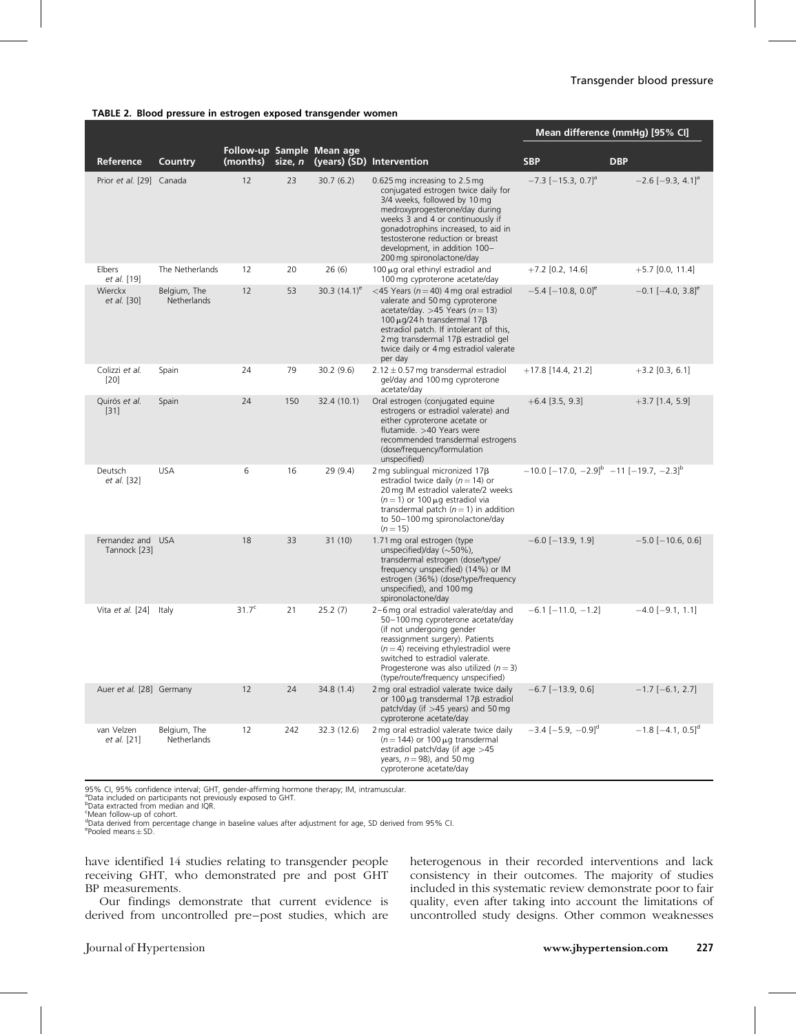**TABLE 2. Blood pressure in estrogen exposed transgender women**

| Reference | Country | Follow-up (months) | Sample size, *n* | Mean age (years) (SD) | Intervention | Mean difference (mmHg) [95% CI] SBP | DBP |
|---|---|---|---|---|---|---|---|
| Prior *et al.* [29] | Canada | 12 | 23 | 30.7 (6.2) | 0.625 mg increasing to 2.5 mg conjugated estrogen twice daily for 3/4 weeks, followed by 10 mg medroxyprogesterone/day during weeks 3 and 4 or continuously if gonadotrophins increased, to aid in testosterone reduction or breast development, in addition 100–200 mg spironolactone/day | −7.3 [−15.3, 0.7][a] | −2.6 [−9.3, 4.1][a] |
| Elbers *et al.* [19] | The Netherlands | 12 | 20 | 26 (6) | 100 μg oral ethinyl estradiol and 100 mg cyproterone acetate/day | +7.2 [0.2, 14.6] | +5.7 [0.0, 11.4] |
| Wierckx *et al.* [30] | Belgium, The Netherlands | 12 | 53 | 30.3 (14.1)[e] | <45 Years (*n* = 40) 4 mg oral estradiol valerate and 50 mg cyproterone acetate/day. >45 Years (*n* = 13) 100 μg/24 h transdermal 17β estradiol patch. If intolerant of this, 2 mg transdermal 17β estradiol gel twice daily or 4 mg estradiol valerate per day | −5.4 [−10.8, 0.0][e] | −0.1 [−4.0, 3.8][e] |
| Colizzi *et al.* [20] | Spain | 24 | 79 | 30.2 (9.6) | 2.12 ± 0.57 mg transdermal estradiol gel/day and 100 mg cyproterone acetate/day | +17.8 [14.4, 21.2] | +3.2 [0.3, 6.1] |
| Quirós *et al.* [31] | Spain | 24 | 150 | 32.4 (10.1) | Oral estrogen (conjugated equine estrogens or estradiol valerate) and either cyproterone acetate or flutamide. >40 Years were recommended transdermal estrogens (dose/frequency/formulation unspecified) | +6.4 [3.5, 9.3] | +3.7 [1.4, 5.9] |
| Deutsch *et al.* [32] | USA | 6 | 16 | 29 (9.4) | 2 mg sublingual micronized 17β estradiol twice daily (*n* = 14) or 20 mg IM estradiol valerate/2 weeks (*n* = 1) or 100 μg estradiol via transdermal patch (*n* = 1) in addition to 50–100 mg spironolactone/day (*n* = 15) | −10.0 [−17.0, −2.9][b] | −11 [−19.7, −2.3][b] |
| Fernandez and Tannock [23] | USA | 18 | 33 | 31 (10) | 1.71 mg oral estrogen (type unspecified)/day (∼50%), transdermal estrogen (dose/type/frequency unspecified) (14%) or IM estrogen (36%) (dose/type/frequency unspecified), and 100 mg spironolactone/day | −6.0 [−13.9, 1.9] | −5.0 [−10.6, 0.6] |
| Vita *et al.* [24] | Italy | 31.7[c] | 21 | 25.2 (7) | 2–6 mg oral estradiol valerate/day and 50–100 mg cyproterone acetate/day (if not undergoing gender reassignment surgery). Patients (*n* = 4) receiving ethylestradiol were switched to estradiol valerate. Progesterone was also utilized (*n* = 3) (type/route/frequency unspecified) | −6.1 [−11.0, −1.2] | −4.0 [−9.1, 1.1] |
| Auer *et al.* [28] | Germany | 12 | 24 | 34.8 (1.4) | 2 mg oral estradiol valerate twice daily or 100 μg transdermal 17β estradiol patch/day (if >45 years) and 50 mg cyproterone acetate/day | −6.7 [−13.9, 0.6] | −1.7 [−6.1, 2.7] |
| van Velzen *et al.* [21] | Belgium, The Netherlands | 12 | 242 | 32.3 (12.6) | 2 mg oral estradiol valerate twice daily (*n* = 144) or 100 μg transdermal estradiol patch/day (if age >45 years, *n* = 98), and 50 mg cyproterone acetate/day | −3.4 [−5.9, −0.9][d] | −1.8 [−4.1, 0.5][d] |

95% CI, 95% confidence interval; GHT, gender-affirming hormone therapy; IM, intramuscular.
[a]Data included on participants not previously exposed to GHT.
[b]Data extracted from median and IQR.
[c]Mean follow-up of cohort.
[d]Data derived from percentage change in baseline values after adjustment for age, SD derived from 95% CI.
[e]Pooled means ± SD.

have identified 14 studies relating to transgender people receiving GHT, who demonstrated pre and post GHT BP measurements.

Our findings demonstrate that current evidence is derived from uncontrolled pre–post studies, which are heterogenous in their recorded interventions and lack consistency in their outcomes. The majority of studies included in this systematic review demonstrate poor to fair quality, even after taking into account the limitations of uncontrolled study designs. Other common weaknesses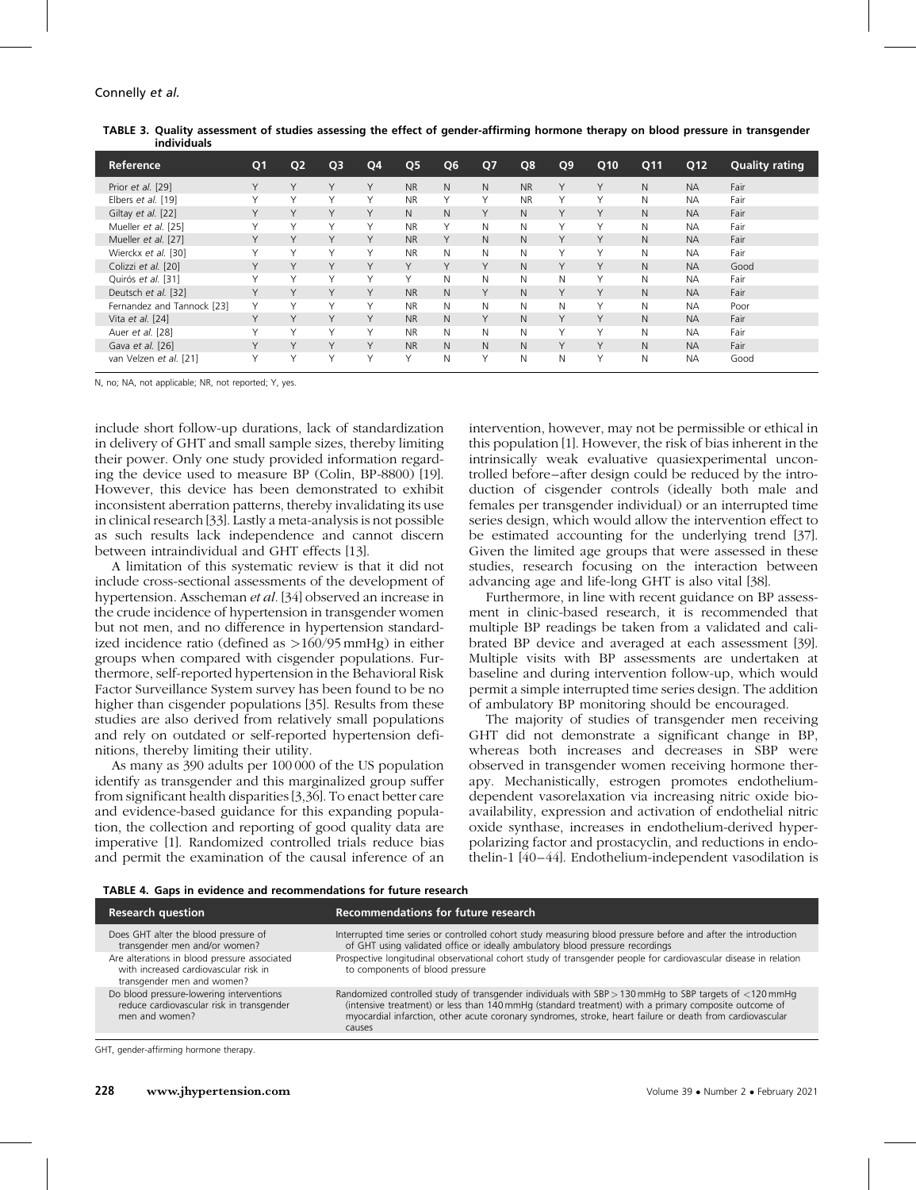TABLE 3. Quality assessment of studies assessing the effect of gender-affirming hormone therapy on blood pressure in transgender individuals

| Reference | Q1 | Q2 | Q3 | Q4 | Q5 | Q6 | Q7 | Q8 | Q9 | Q10 | Q11 | Q12 | Quality rating |
|---|---|---|---|---|---|---|---|---|---|---|---|---|---|
| Prior *et al.* [29] | Y | Y | Y | Y | NR | N | N | NR | Y | Y | N | NA | Fair |
| Elbers *et al.* [19] | Y | Y | Y | Y | NR | Y | Y | NR | Y | Y | N | NA | Fair |
| Giltay *et al.* [22] | Y | Y | Y | Y | N | N | Y | N | Y | Y | N | NA | Fair |
| Mueller *et al.* [25] | Y | Y | Y | Y | NR | Y | N | N | Y | Y | N | NA | Fair |
| Mueller *et al.* [27] | Y | Y | Y | Y | NR | Y | N | N | Y | Y | N | NA | Fair |
| Wierckx *et al.* [30] | Y | Y | Y | Y | NR | N | N | N | Y | Y | N | NA | Fair |
| Colizzi *et al.* [20] | Y | Y | Y | Y | Y | Y | Y | N | Y | Y | N | NA | Good |
| Quirós *et al.* [31] | Y | Y | Y | Y | Y | N | N | N | N | Y | N | NA | Fair |
| Deutsch *et al.* [32] | Y | Y | Y | Y | NR | N | Y | N | Y | Y | N | NA | Fair |
| Fernandez and Tannock [23] | Y | Y | Y | Y | NR | N | N | N | N | Y | N | NA | Poor |
| Vita *et al.* [24] | Y | Y | Y | Y | NR | N | Y | N | Y | Y | N | NA | Fair |
| Auer *et al.* [28] | Y | Y | Y | Y | NR | N | N | N | Y | Y | N | NA | Fair |
| Gava *et al.* [26] | Y | Y | Y | Y | NR | N | N | N | Y | Y | N | NA | Fair |
| van Velzen *et al.* [21] | Y | Y | Y | Y | Y | N | Y | N | N | Y | N | NA | Good |

N, no; NA, not applicable; NR, not reported; Y, yes.

include short follow-up durations, lack of standardization in delivery of GHT and small sample sizes, thereby limiting their power. Only one study provided information regarding the device used to measure BP (Colin, BP-8800) [19]. However, this device has been demonstrated to exhibit inconsistent aberration patterns, thereby invalidating its use in clinical research [33]. Lastly a meta-analysis is not possible as such results lack independence and cannot discern between intraindividual and GHT effects [13].

A limitation of this systematic review is that it did not include cross-sectional assessments of the development of hypertension. Asscheman *et al.* [34] observed an increase in the crude incidence of hypertension in transgender women but not men, and no difference in hypertension standardized incidence ratio (defined as >160/95 mmHg) in either groups when compared with cisgender populations. Furthermore, self-reported hypertension in the Behavioral Risk Factor Surveillance System survey has been found to be no higher than cisgender populations [35]. Results from these studies are also derived from relatively small populations and rely on outdated or self-reported hypertension definitions, thereby limiting their utility.

As many as 390 adults per 100 000 of the US population identify as transgender and this marginalized group suffer from significant health disparities [3,36]. To enact better care and evidence-based guidance for this expanding population, the collection and reporting of good quality data are imperative [1]. Randomized controlled trials reduce bias and permit the examination of the causal inference of an intervention, however, may not be permissible or ethical in this population [1]. However, the risk of bias inherent in the intrinsically weak evaluative quasiexperimental uncontrolled before–after design could be reduced by the introduction of cisgender controls (ideally both male and females per transgender individual) or an interrupted time series design, which would allow the intervention effect to be estimated accounting for the underlying trend [37]. Given the limited age groups that were assessed in these studies, research focusing on the interaction between advancing age and life-long GHT is also vital [38].

Furthermore, in line with recent guidance on BP assessment in clinic-based research, it is recommended that multiple BP readings be taken from a validated and calibrated BP device and averaged at each assessment [39]. Multiple visits with BP assessments are undertaken at baseline and during intervention follow-up, which would permit a simple interrupted time series design. The addition of ambulatory BP monitoring should be encouraged.

The majority of studies of transgender men receiving GHT did not demonstrate a significant change in BP, whereas both increases and decreases in SBP were observed in transgender women receiving hormone therapy. Mechanistically, estrogen promotes endothelium-dependent vasorelaxation via increasing nitric oxide bioavailability, expression and activation of endothelial nitric oxide synthase, increases in endothelium-derived hyperpolarizing factor and prostacyclin, and reductions in endothelin-1 [40–44]. Endothelium-independent vasodilation is

TABLE 4. Gaps in evidence and recommendations for future research

| Research question | Recommendations for future research |
|---|---|
| Does GHT alter the blood pressure of transgender men and/or women? | Interrupted time series or controlled cohort study measuring blood pressure before and after the introduction of GHT using validated office or ideally ambulatory blood pressure recordings |
| Are alterations in blood pressure associated with increased cardiovascular risk in transgender men and women? | Prospective longitudinal observational cohort study of transgender people for cardiovascular disease in relation to components of blood pressure |
| Do blood pressure-lowering interventions reduce cardiovascular risk in transgender men and women? | Randomized controlled study of transgender individuals with SBP > 130 mmHg to SBP targets of <120 mmHg (intensive treatment) or less than 140 mmHg (standard treatment) with a primary composite outcome of myocardial infarction, other acute coronary syndromes, stroke, heart failure or death from cardiovascular causes |

GHT, gender-affirming hormone therapy.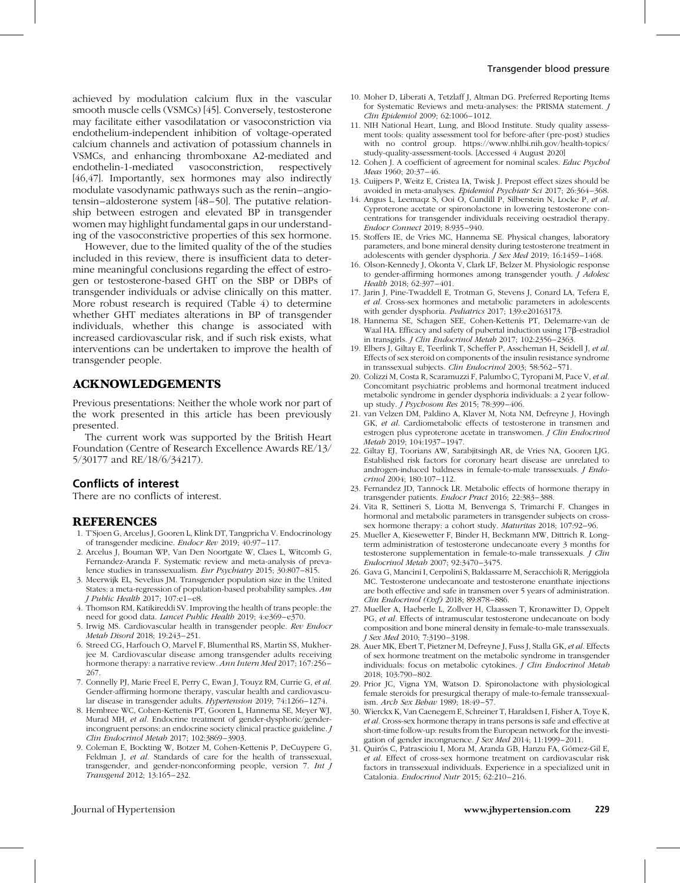achieved by modulation calcium flux in the vascular smooth muscle cells (VSMCs) [45]. Conversely, testosterone may facilitate either vasodilatation or vasoconstriction via endothelium-independent inhibition of voltage-operated calcium channels and activation of potassium channels in VSMCs, and enhancing thromboxane A2-mediated and endothelin-1-mediated vasoconstriction, respectively [46,47]. Importantly, sex hormones may also indirectly modulate vasodynamic pathways such as the renin–angiotensin–aldosterone system [48–50]. The putative relationship between estrogen and elevated BP in transgender women may highlight fundamental gaps in our understanding of the vasoconstrictive properties of this sex hormone.

However, due to the limited quality of the of the studies included in this review, there is insufficient data to determine meaningful conclusions regarding the effect of estrogen or testosterone-based GHT on the SBP or DBPs of transgender individuals or advise clinically on this matter. More robust research is required (Table 4) to determine whether GHT mediates alterations in BP of transgender individuals, whether this change is associated with increased cardiovascular risk, and if such risk exists, what interventions can be undertaken to improve the health of transgender people.

## ACKNOWLEDGEMENTS

Previous presentations: Neither the whole work nor part of the work presented in this article has been previously presented.

The current work was supported by the British Heart Foundation (Centre of Research Excellence Awards RE/13/5/30177 and RE/18/6/34217).

### Conflicts of interest

There are no conflicts of interest.

## REFERENCES

1. T'Sjoen G, Arcelus J, Gooren L, Klink DT, Tangpricha V. Endocrinology of transgender medicine. *Endocr Rev* 2019; 40:97–117.
2. Arcelus J, Bouman WP, Van Den Noortgate W, Claes L, Witcomb G, Fernandez-Aranda F. Systematic review and meta-analysis of prevalence studies in transsexualism. *Eur Psychiatry* 2015; 30:807–815.
3. Meerwijk EL, Sevelius JM. Transgender population size in the United States: a meta-regression of population-based probability samples. *Am J Public Health* 2017; 107:e1–e8.
4. Thomson RM, Katikireddi SV. Improving the health of trans people: the need for good data. *Lancet Public Health* 2019; 4:e369–e370.
5. Irwig MS. Cardiovascular health in transgender people. *Rev Endocr Metab Disord* 2018; 19:243–251.
6. Streed CG, Harfouch O, Marvel F, Blumenthal RS, Martin SS, Mukherjee M. Cardiovascular disease among transgender adults receiving hormone therapy: a narrative review. *Ann Intern Med* 2017; 167:256–267.
7. Connelly PJ, Marie Freel E, Perry C, Ewan J, Touyz RM, Currie G, *et al.* Gender-affirming hormone therapy, vascular health and cardiovascular disease in transgender adults. *Hypertension* 2019; 74:1266–1274.
8. Hembree WC, Cohen-Kettenis PT, Gooren L, Hannema SE, Meyer WJ, Murad MH, *et al.* Endocrine treatment of gender-dysphoric/gender-incongruent persons: an endocrine society clinical practice guideline. *J Clin Endocrinol Metab* 2017; 102:3869–3903.
9. Coleman E, Bockting W, Botzer M, Cohen-Kettenis P, DeCuypere G, Feldman J, *et al.* Standards of care for the health of transsexual, transgender, and gender-nonconforming people, version 7. *Int J Transgend* 2012; 13:165–232.
10. Moher D, Liberati A, Tetzlaff J, Altman DG. Preferred Reporting Items for Systematic Reviews and meta-analyses: the PRISMA statement. *J Clin Epidemiol* 2009; 62:1006–1012.
11. NIH National Heart, Lung, and Blood Institute. Study quality assessment tools: quality assessment tool for before-after (pre-post) studies with no control group. https://www.nhlbi.nih.gov/health-topics/study-quality-assessment-tools. [Accessed 4 August 2020]
12. Cohen J. A coefficient of agreement for nominal scales. *Educ Psychol Meas* 1960; 20:37–46.
13. Cuijpers P, Weitz E, Cristea IA, Twisk J. Prepost effect sizes should be avoided in meta-analyses. *Epidemiol Psychiatr Sci* 2017; 26:364–368.
14. Angus L, Leemaqz S, Ooi O, Cundill P, Silberstein N, Locke P, *et al.* Cyproterone acetate or spironolactone in lowering testosterone concentrations for transgender individuals receiving oestradiol therapy. *Endocr Connect* 2019; 8:935–940.
15. Stoffers IE, de Vries MC, Hannema SE. Physical changes, laboratory parameters, and bone mineral density during testosterone treatment in adolescents with gender dysphoria. *J Sex Med* 2019; 16:1459–1468.
16. Olson-Kennedy J, Okonta V, Clark LF, Belzer M. Physiologic response to gender-affirming hormones among transgender youth. *J Adolesc Health* 2018; 62:397–401.
17. Jarin J, Pine-Twaddell E, Trotman G, Stevens J, Conard LA, Tefera E, *et al.* Cross-sex hormones and metabolic parameters in adolescents with gender dysphoria. *Pediatrics* 2017; 139:e20163173.
18. Hannema SE, Schagen SEE, Cohen-Kettenis PT, Delemarre-van de Waal HA. Efficacy and safety of pubertal induction using 17β-estradiol in transgirls. *J Clin Endocrinol Metab* 2017; 102:2356–2363.
19. Elbers J, Giltay E, Teerlink T, Scheffer P, Asscheman H, Seidell J, *et al.* Effects of sex steroid on components of the insulin resistance syndrome in transsexual subjects. *Clin Endocrinol* 2003; 58:562–571.
20. Colizzi M, Costa R, Scaramuzzi F, Palumbo C, Tyropani M, Pace V, *et al.* Concomitant psychiatric problems and hormonal treatment induced metabolic syndrome in gender dysphoria individuals: a 2 year follow-up study. *J Psychosom Res* 2015; 78:399–406.
21. van Velzen DM, Paldino A, Klaver M, Nota NM, Defreyne J, Hovingh GK, *et al.* Cardiometabolic effects of testosterone in transmen and estrogen plus cyproterone acetate in transwomen. *J Clin Endocrinol Metab* 2019; 104:1937–1947.
22. Giltay EJ, Toorians AW, Sarabjitsingh AR, de Vries NA, Gooren LJG. Established risk factors for coronary heart disease are unrelated to androgen-induced baldness in female-to-male transsexuals. *J Endocrinol* 2004; 180:107–112.
23. Fernandez JD, Tannock LR. Metabolic effects of hormone therapy in transgender patients. *Endocr Pract* 2016; 22:383–388.
24. Vita R, Settineri S, Liotta M, Benvenga S, Trimarchi F. Changes in hormonal and metabolic parameters in transgender subjects on cross-sex hormone therapy: a cohort study. *Maturitas* 2018; 107:92–96.
25. Mueller A, Kiesewetter F, Binder H, Beckmann MW, Dittrich R. Long-term administration of testosterone undecanoate every 3 months for testosterone supplementation in female-to-male transsexuals. *J Clin Endocrinol Metab* 2007; 92:3470–3475.
26. Gava G, Mancini I, Cerpolini S, Baldassarre M, Seracchioli R, Meriggiola MC. Testosterone undecanoate and testosterone enanthate injections are both effective and safe in transmen over 5 years of administration. *Clin Endocrinol (Oxf)* 2018; 89:878–886.
27. Mueller A, Haeberle L, Zollver H, Claassen T, Kronawitter D, Oppelt PG, *et al.* Effects of intramuscular testosterone undecanoate on body composition and bone mineral density in female-to-male transsexuals. *J Sex Med* 2010; 7:3190–3198.
28. Auer MK, Ebert T, Pietzner M, Defreyne J, Fuss J, Stalla GK, *et al.* Effects of sex hormone treatment on the metabolic syndrome in transgender individuals: focus on metabolic cytokines. *J Clin Endocrinol Metab* 2018; 103:790–802.
29. Prior JC, Vigna YM, Watson D. Spironolactone with physiological female steroids for presurgical therapy of male-to-female transsexualism. *Arch Sex Behav* 1989; 18:49–57.
30. Wierckx K, Van Caenegem E, Schreiner T, Haraldsen I, Fisher A, Toye K, *et al.* Cross-sex hormone therapy in trans persons is safe and effective at short-time follow-up: results from the European network for the investigation of gender incongruence. *J Sex Med* 2014; 11:1999–2011.
31. Quirós C, Patrascioiu I, Mora M, Aranda GB, Hanzu FA, Gómez-Gil E, *et al.* Effect of cross-sex hormone treatment on cardiovascular risk factors in transsexual individuals. Experience in a specialized unit in Catalonia. *Endocrinol Nutr* 2015; 62:210–216.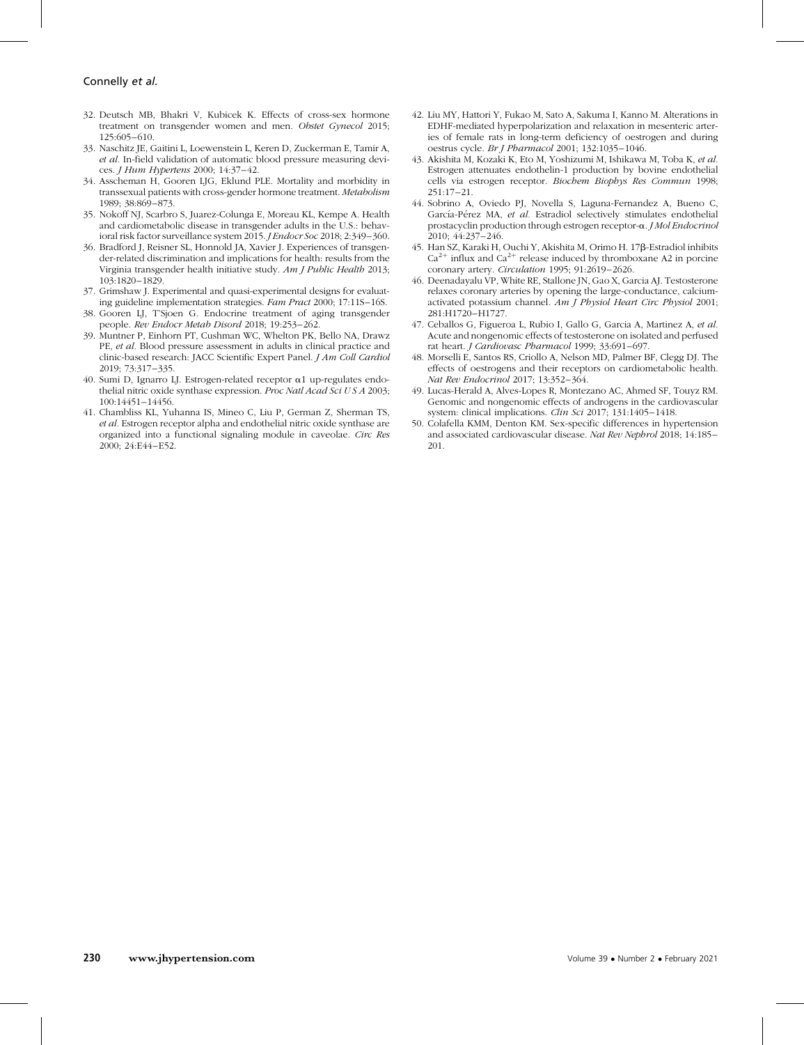32. Deutsch MB, Bhakri V, Kubicek K. Effects of cross-sex hormone treatment on transgender women and men. *Obstet Gynecol* 2015; 125:605–610.
33. Naschitz JE, Gaitini L, Loewenstein L, Keren D, Zuckerman E, Tamir A, *et al.* In-field validation of automatic blood pressure measuring devices. *J Hum Hypertens* 2000; 14:37–42.
34. Asscheman H, Gooren LJG, Eklund PLE. Mortality and morbidity in transsexual patients with cross-gender hormone treatment. *Metabolism* 1989; 38:869–873.
35. Nokoff NJ, Scarbro S, Juarez-Colunga E, Moreau KL, Kempe A. Health and cardiometabolic disease in transgender adults in the U.S.: behavioral risk factor surveillance system 2015. *J Endocr Soc* 2018; 2:349–360.
36. Bradford J, Reisner SL, Honnold JA, Xavier J. Experiences of transgender-related discrimination and implications for health: results from the Virginia transgender health initiative study. *Am J Public Health* 2013; 103:1820–1829.
37. Grimshaw J. Experimental and quasi-experimental designs for evaluating guideline implementation strategies. *Fam Pract* 2000; 17:11S–16S.
38. Gooren LJ, T'Sjoen G. Endocrine treatment of aging transgender people. *Rev Endocr Metab Disord* 2018; 19:253–262.
39. Muntner P, Einhorn PT, Cushman WC, Whelton PK, Bello NA, Drawz PE, *et al.* Blood pressure assessment in adults in clinical practice and clinic-based research: JACC Scientific Expert Panel. *J Am Coll Cardiol* 2019; 73:317–335.
40. Sumi D, Ignarro LJ. Estrogen-related receptor α1 up-regulates endothelial nitric oxide synthase expression. *Proc Natl Acad Sci U S A* 2003; 100:14451–14456.
41. Chambliss KL, Yuhanna IS, Mineo C, Liu P, German Z, Sherman TS, *et al.* Estrogen receptor alpha and endothelial nitric oxide synthase are organized into a functional signaling module in caveolae. *Circ Res* 2000; 24:E44–E52.
42. Liu MY, Hattori Y, Fukao M, Sato A, Sakuma I, Kanno M. Alterations in EDHF-mediated hyperpolarization and relaxation in mesenteric arteries of female rats in long-term deficiency of oestrogen and during oestrus cycle. *Br J Pharmacol* 2001; 132:1035–1046.
43. Akishita M, Kozaki K, Eto M, Yoshizumi M, Ishikawa M, Toba K, *et al.* Estrogen attenuates endothelin-1 production by bovine endothelial cells via estrogen receptor. *Biochem Biophys Res Commun* 1998; 251:17–21.
44. Sobrino A, Oviedo PJ, Novella S, Laguna-Fernandez A, Bueno C, García-Pérez MA, *et al.* Estradiol selectively stimulates endothelial prostacyclin production through estrogen receptor-α. *J Mol Endocrinol* 2010; 44:237–246.
45. Han SZ, Karaki H, Ouchi Y, Akishita M, Orimo H. 17β-Estradiol inhibits $Ca^{2+}$ influx and $Ca^{2+}$ release induced by thromboxane A2 in porcine coronary artery. *Circulation* 1995; 91:2619–2626.
46. Deenadayalu VP, White RE, Stallone JN, Gao X, Garcia AJ. Testosterone relaxes coronary arteries by opening the large-conductance, calcium-activated potassium channel. *Am J Physiol Heart Circ Physiol* 2001; 281:H1720–H1727.
47. Ceballos G, Figueroa L, Rubio I, Gallo G, Garcia A, Martinez A, *et al.* Acute and nongenomic effects of testosterone on isolated and perfused rat heart. *J Cardiovasc Pharmacol* 1999; 33:691–697.
48. Morselli E, Santos RS, Criollo A, Nelson MD, Palmer BF, Clegg DJ. The effects of oestrogens and their receptors on cardiometabolic health. *Nat Rev Endocrinol* 2017; 13:352–364.
49. Lucas-Herald A, Alves-Lopes R, Montezano AC, Ahmed SF, Touyz RM. Genomic and nongenomic effects of androgens in the cardiovascular system: clinical implications. *Clin Sci* 2017; 131:1405–1418.
50. Colafella KMM, Denton KM. Sex-specific differences in hypertension and associated cardiovascular disease. *Nat Rev Nephrol* 2018; 14:185–201.